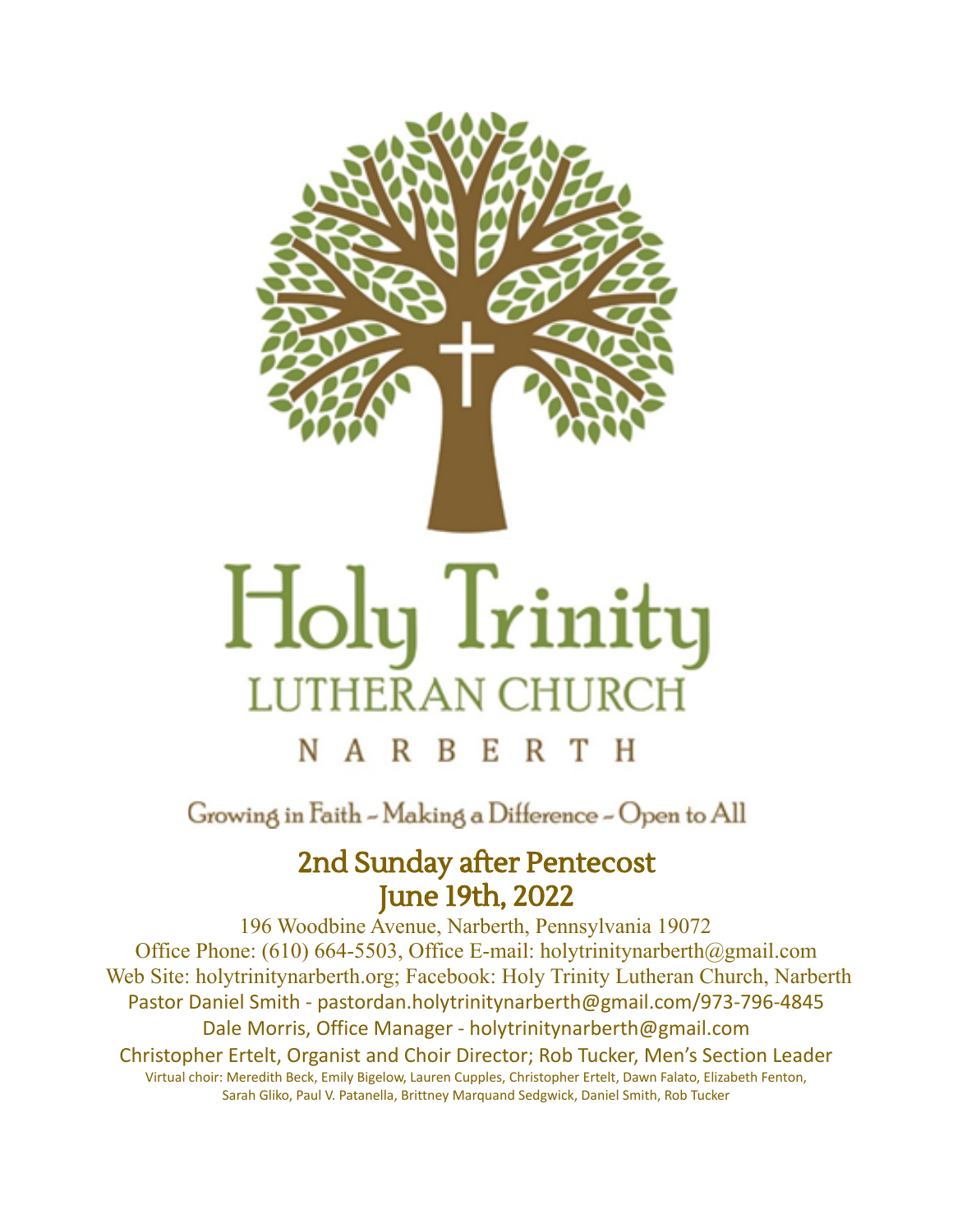# Holy Trinity

## LUTHERAN CHURCH

### NARBERTH

Growing in Faith – Making a Difference – Open to All

## 2nd Sunday after Pentecost
## June 19th, 2022

196 Woodbine Avenue, Narberth, Pennsylvania 19072
Office Phone: (610) 664-5503, Office E-mail: holytrinitynarberth@gmail.com
Web Site: holytrinitynarberth.org; Facebook: Holy Trinity Lutheran Church, Narberth
Pastor Daniel Smith - pastordan.holytrinitynarberth@gmail.com/973-796-4845
Dale Morris, Office Manager - holytrinitynarberth@gmail.com
Christopher Ertelt, Organist and Choir Director; Rob Tucker, Men's Section Leader
Virtual choir: Meredith Beck, Emily Bigelow, Lauren Cupples, Christopher Ertelt, Dawn Falato, Elizabeth Fenton, Sarah Gliko, Paul V. Patanella, Brittney Marquand Sedgwick, Daniel Smith, Rob Tucker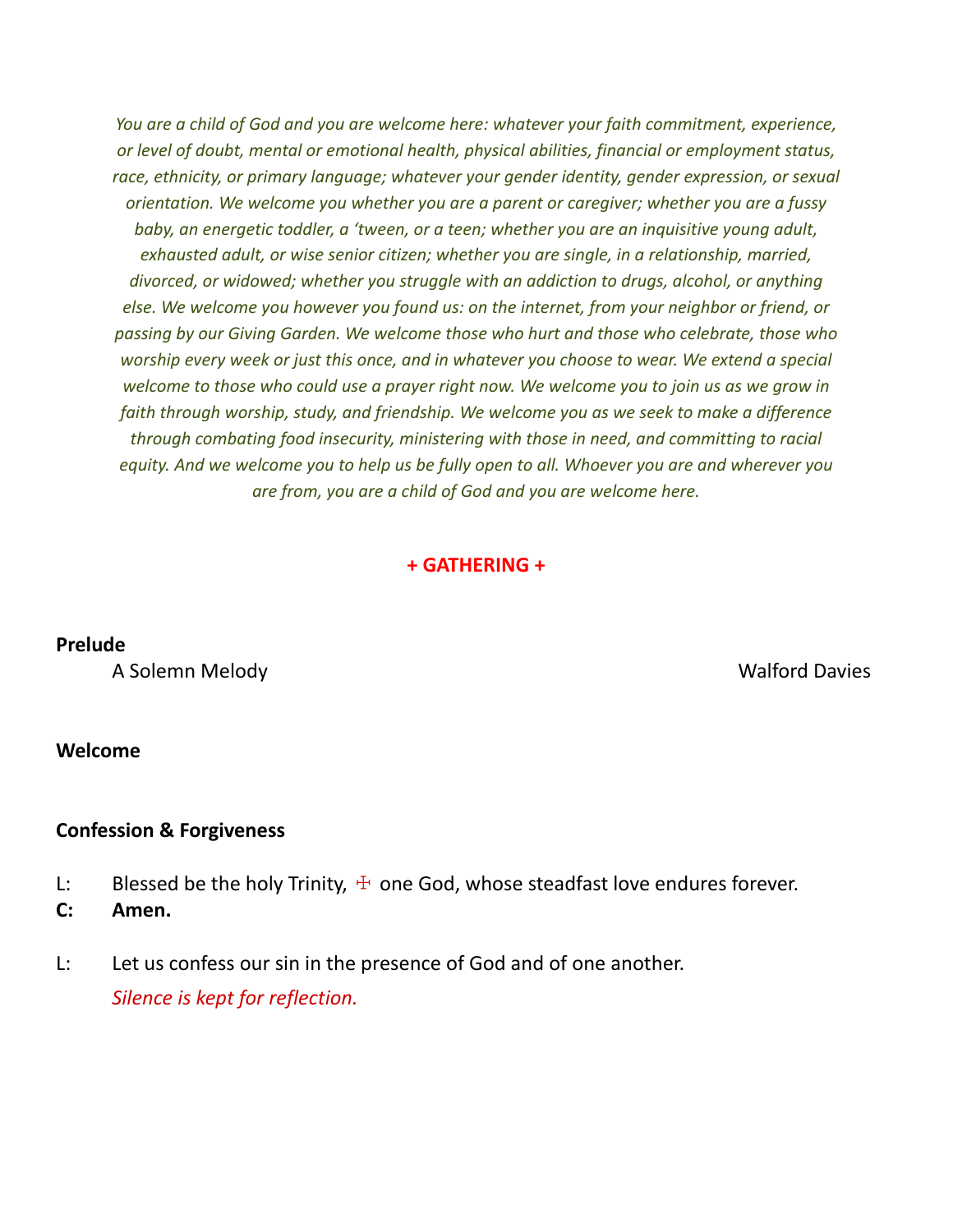*You are a child of God and you are welcome here: whatever your faith commitment, experience, or level of doubt, mental or emotional health, physical abilities, financial or employment status, race, ethnicity, or primary language; whatever your gender identity, gender expression, or sexual orientation. We welcome you whether you are a parent or caregiver; whether you are a fussy baby, an energetic toddler, a 'tween, or a teen; whether you are an inquisitive young adult, exhausted adult, or wise senior citizen; whether you are single, in a relationship, married, divorced, or widowed; whether you struggle with an addiction to drugs, alcohol, or anything else. We welcome you however you found us: on the internet, from your neighbor or friend, or passing by our Giving Garden. We welcome those who hurt and those who celebrate, those who worship every week or just this once, and in whatever you choose to wear. We extend a special welcome to those who could use a prayer right now. We welcome you to join us as we grow in faith through worship, study, and friendship. We welcome you as we seek to make a difference through combating food insecurity, ministering with those in need, and committing to racial equity. And we welcome you to help us be fully open to all. Whoever you are and wherever you are from, you are a child of God and you are welcome here.*

## + GATHERING +

**Prelude**

A Solemn Melody — Walford Davies

**Welcome**

**Confession & Forgiveness**

L: Blessed be the holy Trinity, ☩ one God, whose steadfast love endures forever.

**C: Amen.**

L: Let us confess our sin in the presence of God and of one another.

*Silence is kept for reflection.*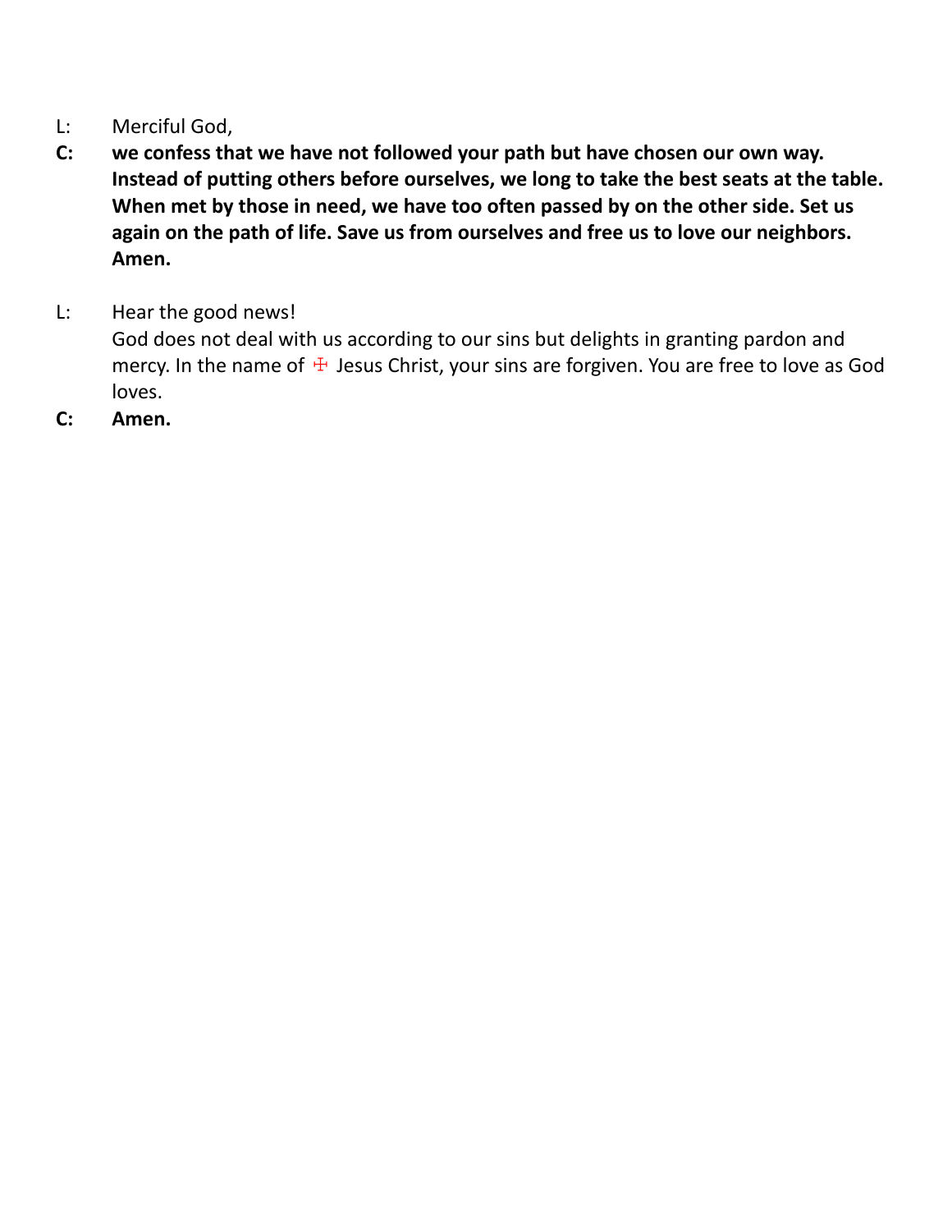L: Merciful God,

**C: we confess that we have not followed your path but have chosen our own way. Instead of putting others before ourselves, we long to take the best seats at the table. When met by those in need, we have too often passed by on the other side. Set us again on the path of life. Save us from ourselves and free us to love our neighbors. Amen.**

L: Hear the good news!
God does not deal with us according to our sins but delights in granting pardon and mercy. In the name of ☩ Jesus Christ, your sins are forgiven. You are free to love as God loves.

**C: Amen.**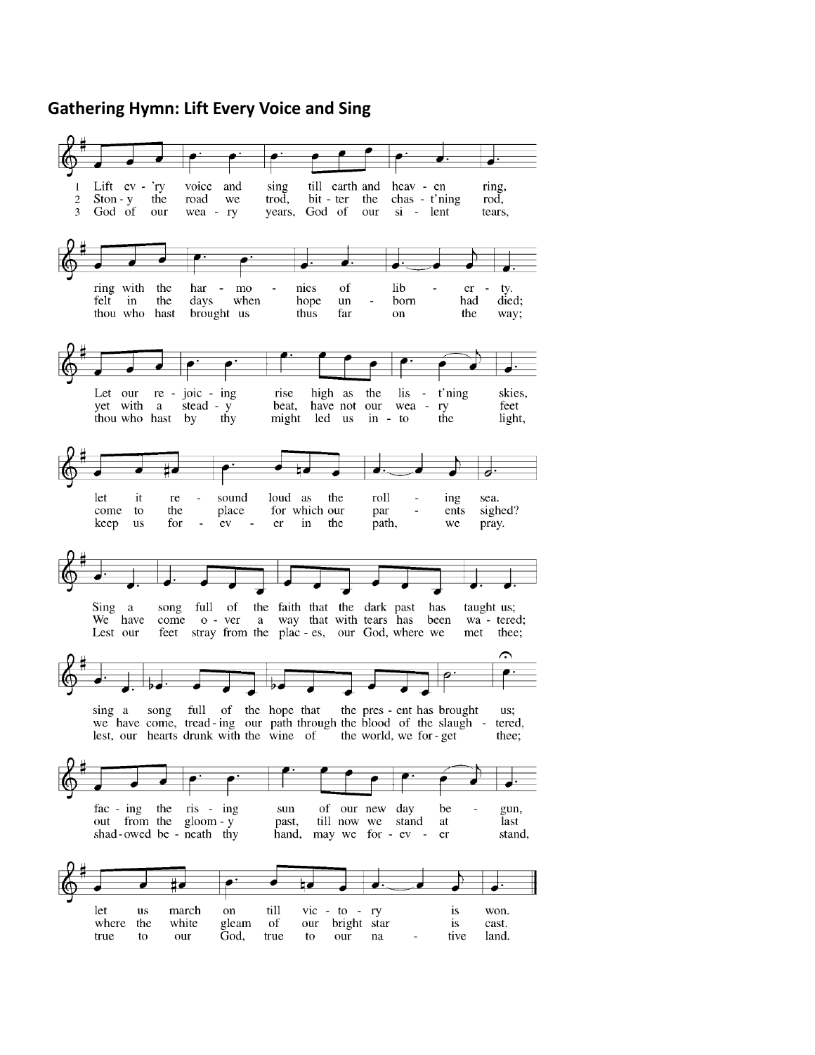## Gathering Hymn: Lift Every Voice and Sing

1 Lift ev - 'ry voice and sing till earth and heav - en ring,
ring with the har - mo - nies of lib - er - ty.
Let our re - joic - ing rise high as the lis - t'ning skies,
let it re - sound loud as the roll - ing sea.
Sing a song full of the faith that the dark past has taught us;
sing a song full of the hope that the pres - ent has brought us;
fac - ing the ris - ing sun of our new day be - gun,
let us march on till vic - to - ry is won.

2 Ston - y the road we trod, bit - ter the chas - t'ning rod,
felt in the days when hope un - born had died;
yet with a stead - y beat, have not our wea - ry feet
come to the place for which our par - ents sighed?
We have come o - ver a way that with tears has been wa - tered;
we have come, tread - ing our path through the blood of the slaugh - tered,
out from the gloom - y past, till now we stand at last
where the white gleam of our bright star is cast.

3 God of our wea - ry years, God of our si - lent tears,
thou who hast brought us thus far on the way;
thou who hast by thy might led us in - to the light,
keep us for - ev - er in the path, we pray.
Lest our feet stray from the plac - es, our God, where we met thee;
lest, our hearts drunk with the wine of the world, we for - get thee;
shad - owed be - neath thy hand, may we for - ev - er stand,
true to our God, true to our na - tive land.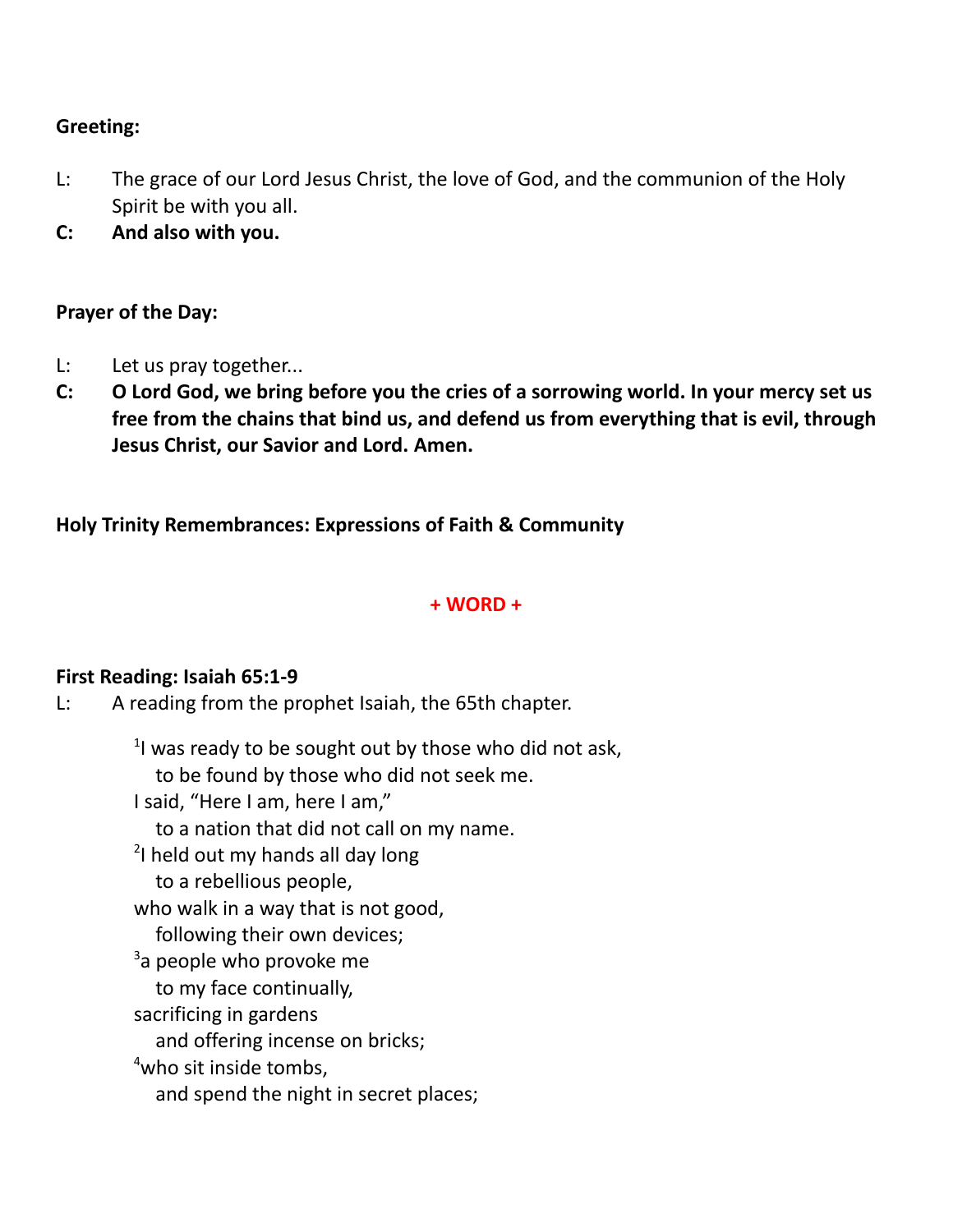**Greeting:**

L: The grace of our Lord Jesus Christ, the love of God, and the communion of the Holy Spirit be with you all.

**C: And also with you.**

**Prayer of the Day:**

L: Let us pray together...

**C: O Lord God, we bring before you the cries of a sorrowing world. In your mercy set us free from the chains that bind us, and defend us from everything that is evil, through Jesus Christ, our Savior and Lord. Amen.**

**Holy Trinity Remembrances: Expressions of Faith & Community**

**+ WORD +**

**First Reading: Isaiah 65:1-9**

L: A reading from the prophet Isaiah, the 65th chapter.

[1]I was ready to be sought out by those who did not ask,
  to be found by those who did not seek me.
I said, "Here I am, here I am,"
  to a nation that did not call on my name.
[2]I held out my hands all day long
  to a rebellious people,
who walk in a way that is not good,
  following their own devices;
[3]a people who provoke me
  to my face continually,
sacrificing in gardens
  and offering incense on bricks;
[4]who sit inside tombs,
  and spend the night in secret places;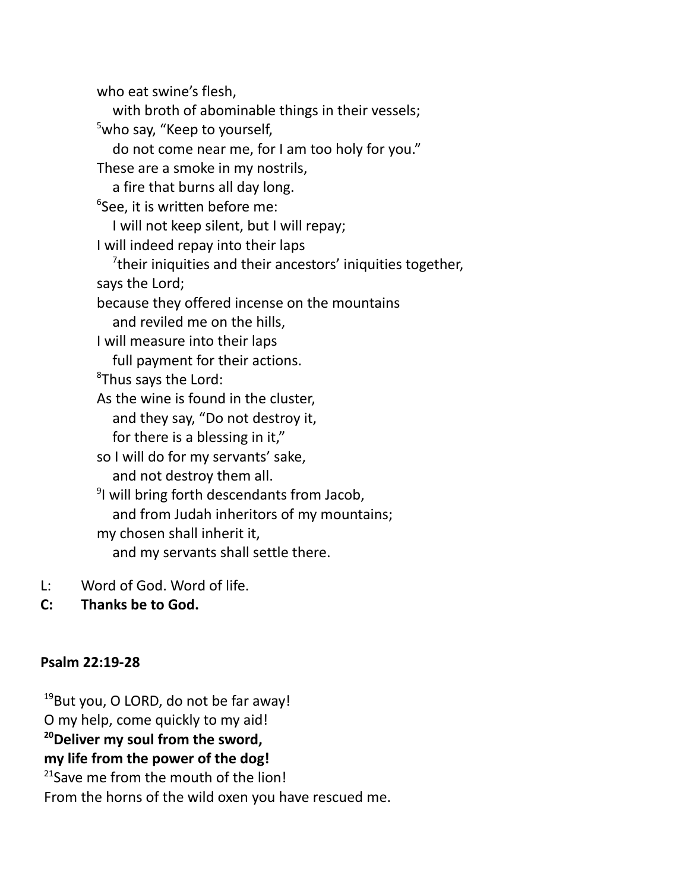who eat swine's flesh,
  with broth of abominable things in their vessels;
[5]who say, "Keep to yourself,
  do not come near me, for I am too holy for you."
These are a smoke in my nostrils,
  a fire that burns all day long.
[6]See, it is written before me:
  I will not keep silent, but I will repay;
I will indeed repay into their laps
  [7]their iniquities and their ancestors' iniquities together,
says the Lord;
because they offered incense on the mountains
  and reviled me on the hills,
I will measure into their laps
  full payment for their actions.
[8]Thus says the Lord:
As the wine is found in the cluster,
  and they say, "Do not destroy it,
  for there is a blessing in it,"
so I will do for my servants' sake,
  and not destroy them all.
[9]I will bring forth descendants from Jacob,
  and from Judah inheritors of my mountains;
my chosen shall inherit it,
  and my servants shall settle there.

L: Word of God. Word of life.

**C: Thanks be to God.**

**Psalm 22:19-28**

[19]But you, O LORD, do not be far away!
O my help, come quickly to my aid!
**[20]Deliver my soul from the sword,**
**my life from the power of the dog!**
[21]Save me from the mouth of the lion!
From the horns of the wild oxen you have rescued me.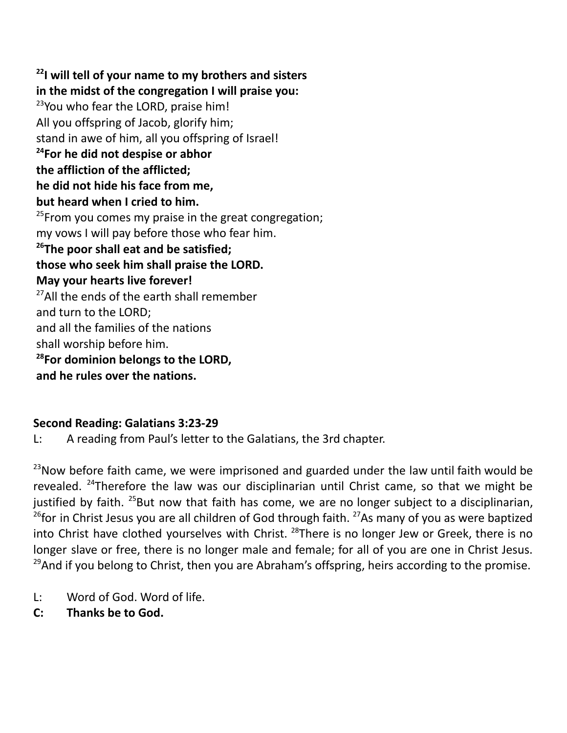**[22]I will tell of your name to my brothers and sisters**
**in the midst of the congregation I will praise you:**
[23]You who fear the LORD, praise him!
All you offspring of Jacob, glorify him;
stand in awe of him, all you offspring of Israel!
**[24]For he did not despise or abhor**
**the affliction of the afflicted;**
**he did not hide his face from me,**
**but heard when I cried to him.**
[25]From you comes my praise in the great congregation;
my vows I will pay before those who fear him.
**[26]The poor shall eat and be satisfied;**
**those who seek him shall praise the LORD.**
**May your hearts live forever!**
[27]All the ends of the earth shall remember
and turn to the LORD;
and all the families of the nations
shall worship before him.
**[28]For dominion belongs to the LORD,**
**and he rules over the nations.**

**Second Reading: Galatians 3:23-29**

L: A reading from Paul's letter to the Galatians, the 3rd chapter.

[23]Now before faith came, we were imprisoned and guarded under the law until faith would be revealed. [24]Therefore the law was our disciplinarian until Christ came, so that we might be justified by faith. [25]But now that faith has come, we are no longer subject to a disciplinarian, [26]for in Christ Jesus you are all children of God through faith. [27]As many of you as were baptized into Christ have clothed yourselves with Christ. [28]There is no longer Jew or Greek, there is no longer slave or free, there is no longer male and female; for all of you are one in Christ Jesus. [29]And if you belong to Christ, then you are Abraham's offspring, heirs according to the promise.

L: Word of God. Word of life.

**C: Thanks be to God.**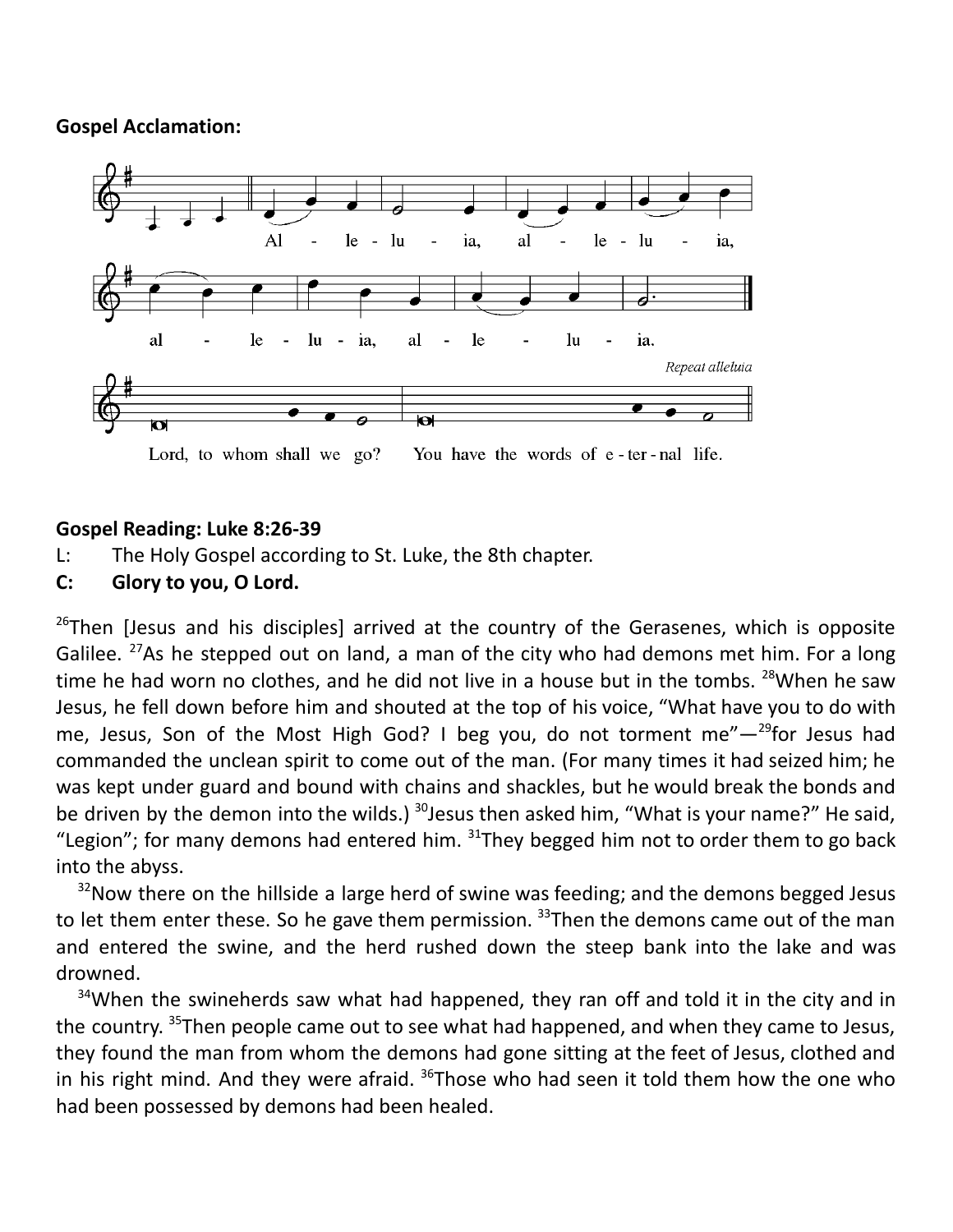**Gospel Acclamation:**

Al - le - lu - ia, al - le - lu - ia,

al - le - lu - ia, al - le - lu - ia.

*Repeat alleluia*

Lord, to whom shall we go? You have the words of e - ter - nal life.

**Gospel Reading: Luke 8:26-39**

L: The Holy Gospel according to St. Luke, the 8th chapter.

**C: Glory to you, O Lord.**

[26]Then [Jesus and his disciples] arrived at the country of the Gerasenes, which is opposite Galilee. [27]As he stepped out on land, a man of the city who had demons met him. For a long time he had worn no clothes, and he did not live in a house but in the tombs. [28]When he saw Jesus, he fell down before him and shouted at the top of his voice, "What have you to do with me, Jesus, Son of the Most High God? I beg you, do not torment me"—[29]for Jesus had commanded the unclean spirit to come out of the man. (For many times it had seized him; he was kept under guard and bound with chains and shackles, but he would break the bonds and be driven by the demon into the wilds.) [30]Jesus then asked him, "What is your name?" He said, "Legion"; for many demons had entered him. [31]They begged him not to order them to go back into the abyss.

[32]Now there on the hillside a large herd of swine was feeding; and the demons begged Jesus to let them enter these. So he gave them permission. [33]Then the demons came out of the man and entered the swine, and the herd rushed down the steep bank into the lake and was drowned.

[34]When the swineherds saw what had happened, they ran off and told it in the city and in the country. [35]Then people came out to see what had happened, and when they came to Jesus, they found the man from whom the demons had gone sitting at the feet of Jesus, clothed and in his right mind. And they were afraid. [36]Those who had seen it told them how the one who had been possessed by demons had been healed.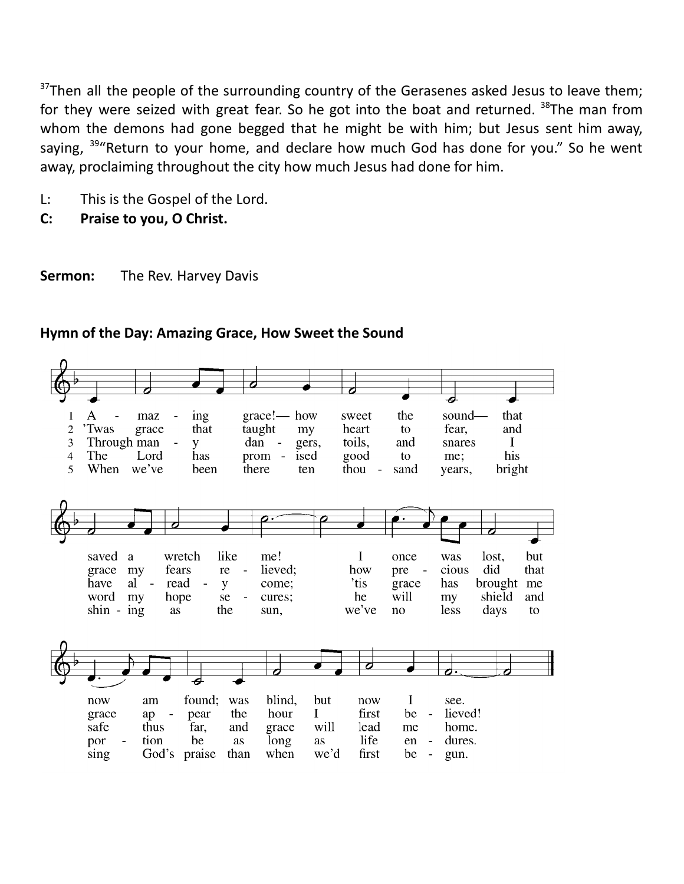[37]Then all the people of the surrounding country of the Gerasenes asked Jesus to leave them; for they were seized with great fear. So he got into the boat and returned. [38]The man from whom the demons had gone begged that he might be with him; but Jesus sent him away, saying, [39]"Return to your home, and declare how much God has done for you." So he went away, proclaiming throughout the city how much Jesus had done for him.

L: This is the Gospel of the Lord.
**C: Praise to you, O Christ.**

**Sermon:** The Rev. Harvey Davis

**Hymn of the Day: Amazing Grace, How Sweet the Sound**

1 Amazing grace!— how sweet the sound— that saved a wretch like me! I once was lost, but now am found; was blind, but now I see.

2 'Twas grace that taught my heart to fear, and grace my fears relieved; how precious did that grace appear the hour I first believed!

3 Through many dangers, toils, and snares I have already come; 'tis grace has brought me safe thus far, and grace will lead me home.

4 The Lord has promised good to me; his word my hope secures; he will my shield and portion be as long as life endures.

5 When we've been there ten thousand years, bright shining as the sun, we've no less days to sing God's praise than when we'd first begun.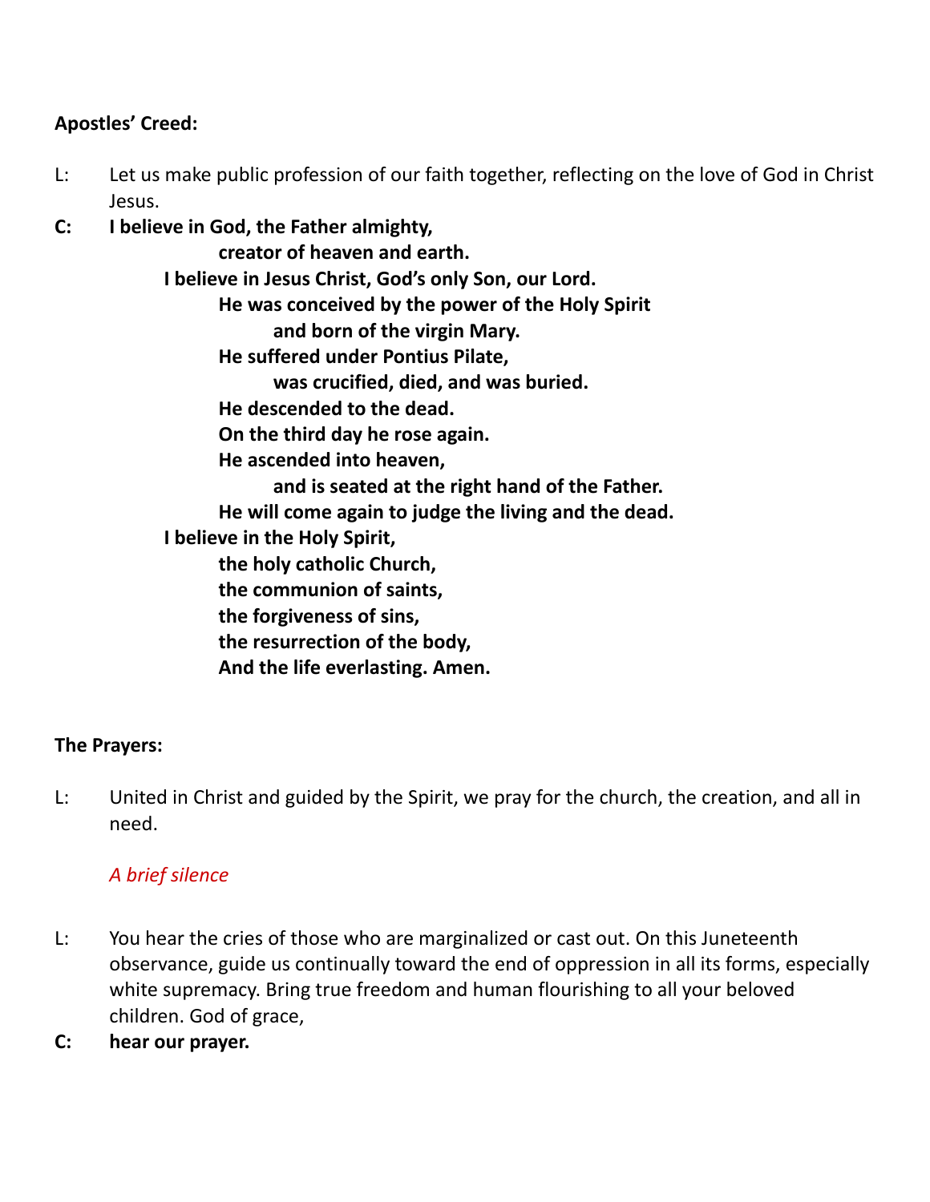**Apostles' Creed:**

L: Let us make public profession of our faith together, reflecting on the love of God in Christ Jesus.

**C: I believe in God, the Father almighty,**
**creator of heaven and earth.**
**I believe in Jesus Christ, God's only Son, our Lord.**
**He was conceived by the power of the Holy Spirit**
**and born of the virgin Mary.**
**He suffered under Pontius Pilate,**
**was crucified, died, and was buried.**
**He descended to the dead.**
**On the third day he rose again.**
**He ascended into heaven,**
**and is seated at the right hand of the Father.**
**He will come again to judge the living and the dead.**
**I believe in the Holy Spirit,**
**the holy catholic Church,**
**the communion of saints,**
**the forgiveness of sins,**
**the resurrection of the body,**
**And the life everlasting. Amen.**

**The Prayers:**

L: United in Christ and guided by the Spirit, we pray for the church, the creation, and all in need.

*A brief silence*

L: You hear the cries of those who are marginalized or cast out. On this Juneteenth observance, guide us continually toward the end of oppression in all its forms, especially white supremacy. Bring true freedom and human flourishing to all your beloved children. God of grace,

**C: hear our prayer.**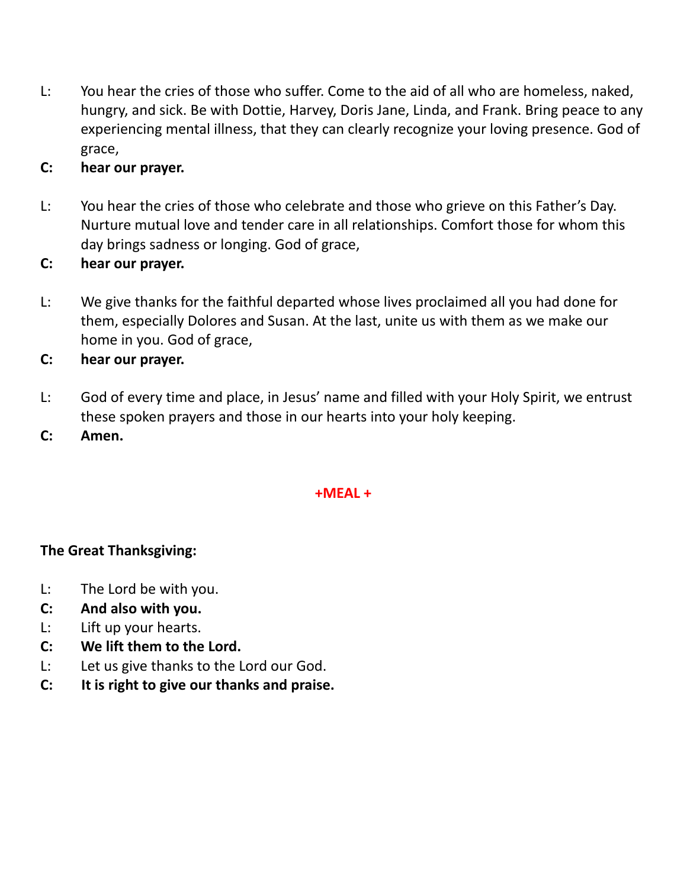L: You hear the cries of those who suffer. Come to the aid of all who are homeless, naked, hungry, and sick. Be with Dottie, Harvey, Doris Jane, Linda, and Frank. Bring peace to any experiencing mental illness, that they can clearly recognize your loving presence. God of grace,

**C: hear our prayer.**

L: You hear the cries of those who celebrate and those who grieve on this Father's Day. Nurture mutual love and tender care in all relationships. Comfort those for whom this day brings sadness or longing. God of grace,

**C: hear our prayer.**

L: We give thanks for the faithful departed whose lives proclaimed all you had done for them, especially Dolores and Susan. At the last, unite us with them as we make our home in you. God of grace,

**C: hear our prayer.**

L: God of every time and place, in Jesus' name and filled with your Holy Spirit, we entrust these spoken prayers and those in our hearts into your holy keeping.

**C: Amen.**

## +MEAL +

**The Great Thanksgiving:**

L: The Lord be with you.

**C: And also with you.**

L: Lift up your hearts.

**C: We lift them to the Lord.**

L: Let us give thanks to the Lord our God.

**C: It is right to give our thanks and praise.**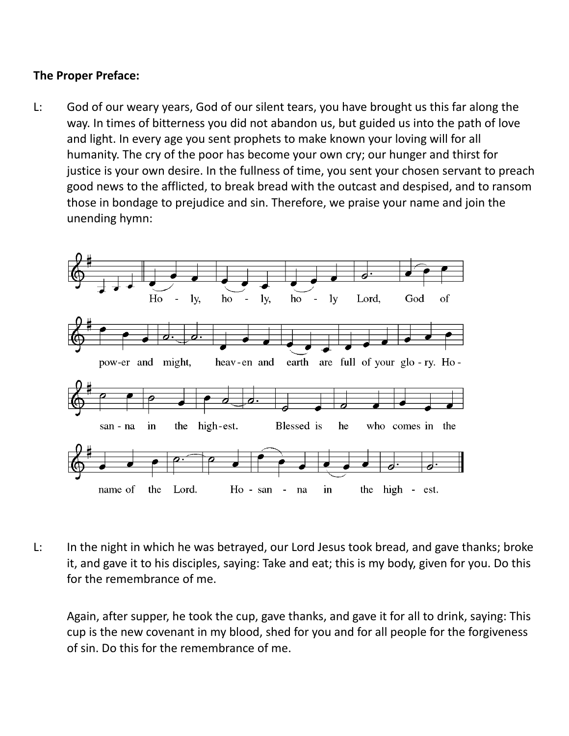**The Proper Preface:**

L: God of our weary years, God of our silent tears, you have brought us this far along the way. In times of bitterness you did not abandon us, but guided us into the path of love and light. In every age you sent prophets to make known your loving will for all humanity. The cry of the poor has become your own cry; our hunger and thirst for justice is your own desire. In the fullness of time, you sent your chosen servant to preach good news to the afflicted, to break bread with the outcast and despised, and to ransom those in bondage to prejudice and sin. Therefore, we praise your name and join the unending hymn:

Holy, holy, holy Lord, God of power and might, heaven and earth are full of your glory. Hosanna in the highest. Blessed is he who comes in the name of the Lord. Hosanna in the highest.

L: In the night in which he was betrayed, our Lord Jesus took bread, and gave thanks; broke it, and gave it to his disciples, saying: Take and eat; this is my body, given for you. Do this for the remembrance of me.

Again, after supper, he took the cup, gave thanks, and gave it for all to drink, saying: This cup is the new covenant in my blood, shed for you and for all people for the forgiveness of sin. Do this for the remembrance of me.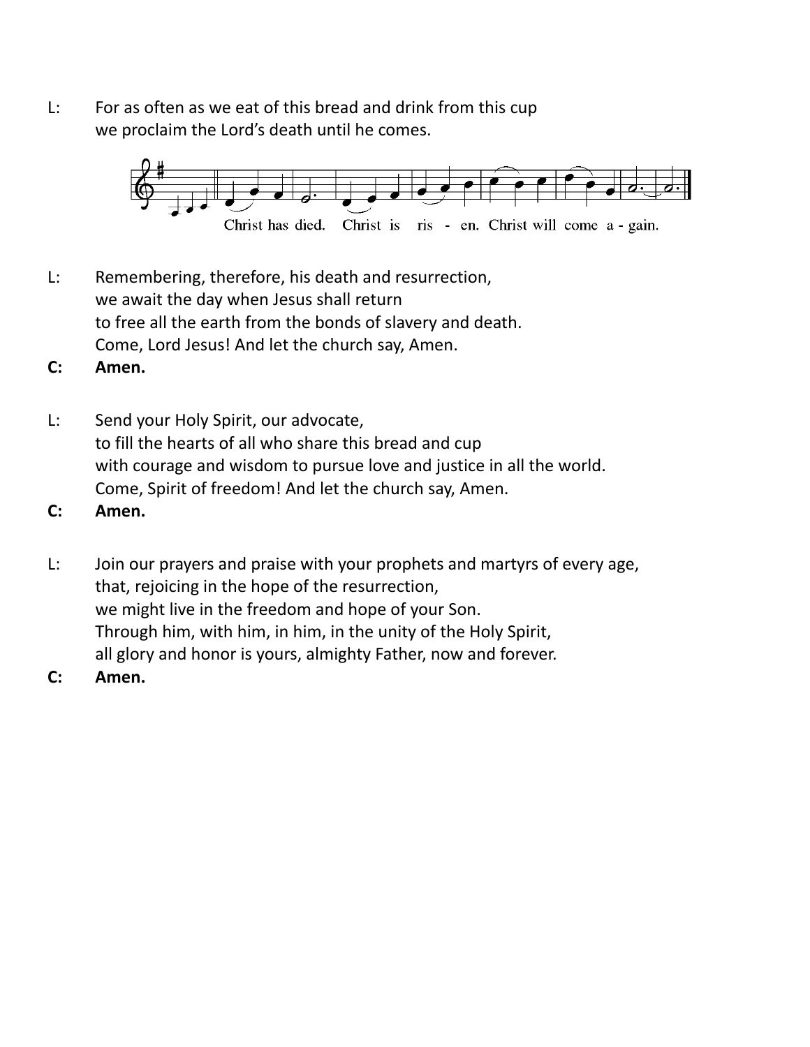L: For as often as we eat of this bread and drink from this cup
we proclaim the Lord's death until he comes.

Christ has died. Christ is ris - en. Christ will come a - gain.

L: Remembering, therefore, his death and resurrection,
we await the day when Jesus shall return
to free all the earth from the bonds of slavery and death.
Come, Lord Jesus! And let the church say, Amen.

**C: Amen.**

L: Send your Holy Spirit, our advocate,
to fill the hearts of all who share this bread and cup
with courage and wisdom to pursue love and justice in all the world.
Come, Spirit of freedom! And let the church say, Amen.

**C: Amen.**

L: Join our prayers and praise with your prophets and martyrs of every age,
that, rejoicing in the hope of the resurrection,
we might live in the freedom and hope of your Son.
Through him, with him, in him, in the unity of the Holy Spirit,
all glory and honor is yours, almighty Father, now and forever.

**C: Amen.**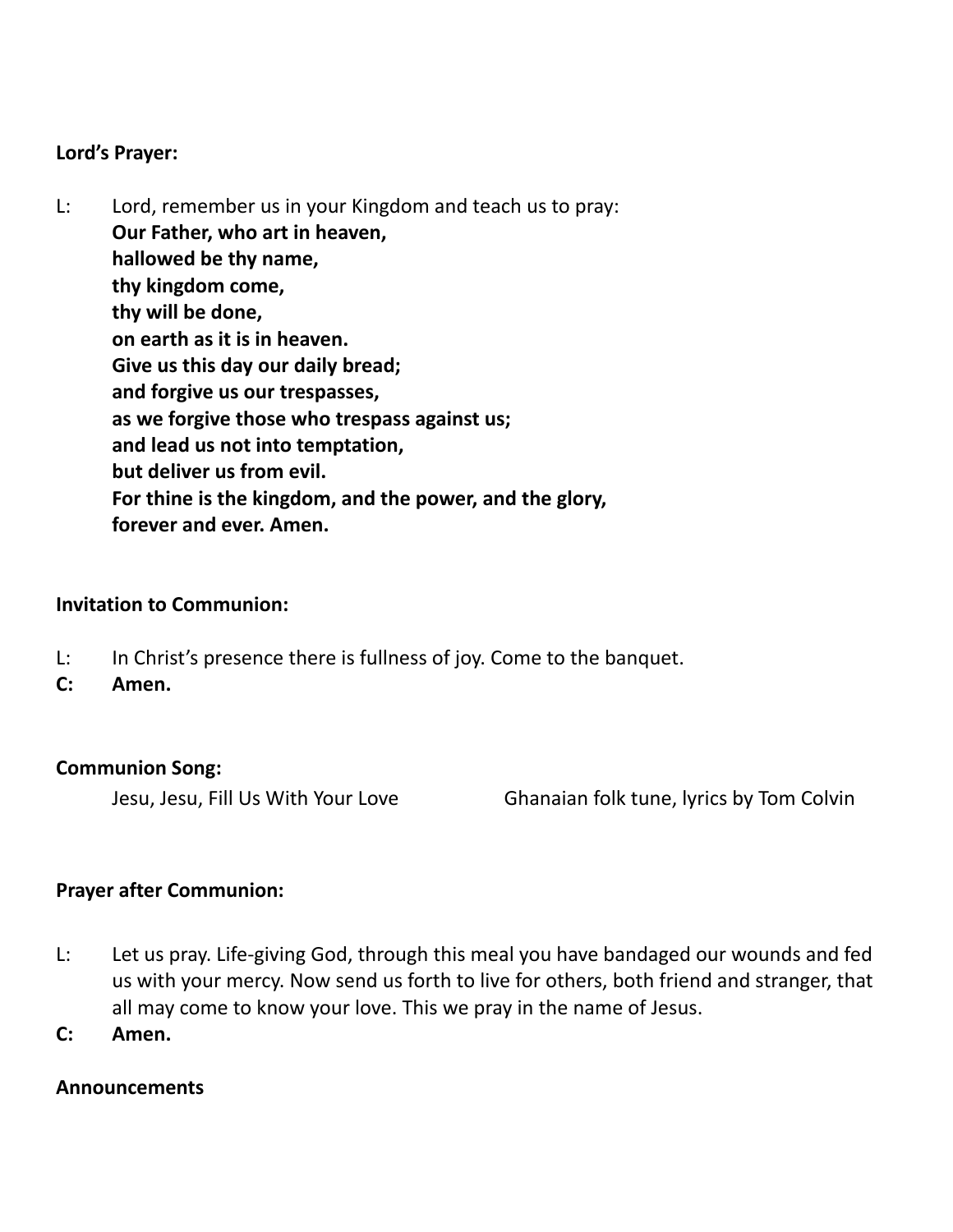**Lord's Prayer:**

L: Lord, remember us in your Kingdom and teach us to pray:
**Our Father, who art in heaven,**
**hallowed be thy name,**
**thy kingdom come,**
**thy will be done,**
**on earth as it is in heaven.**
**Give us this day our daily bread;**
**and forgive us our trespasses,**
**as we forgive those who trespass against us;**
**and lead us not into temptation,**
**but deliver us from evil.**
**For thine is the kingdom, and the power, and the glory,**
**forever and ever. Amen.**

**Invitation to Communion:**

L: In Christ's presence there is fullness of joy. Come to the banquet.
**C: Amen.**

**Communion Song:**

Jesu, Jesu, Fill Us With Your Love    Ghanaian folk tune, lyrics by Tom Colvin

**Prayer after Communion:**

L: Let us pray. Life-giving God, through this meal you have bandaged our wounds and fed us with your mercy. Now send us forth to live for others, both friend and stranger, that all may come to know your love. This we pray in the name of Jesus.
**C: Amen.**

**Announcements**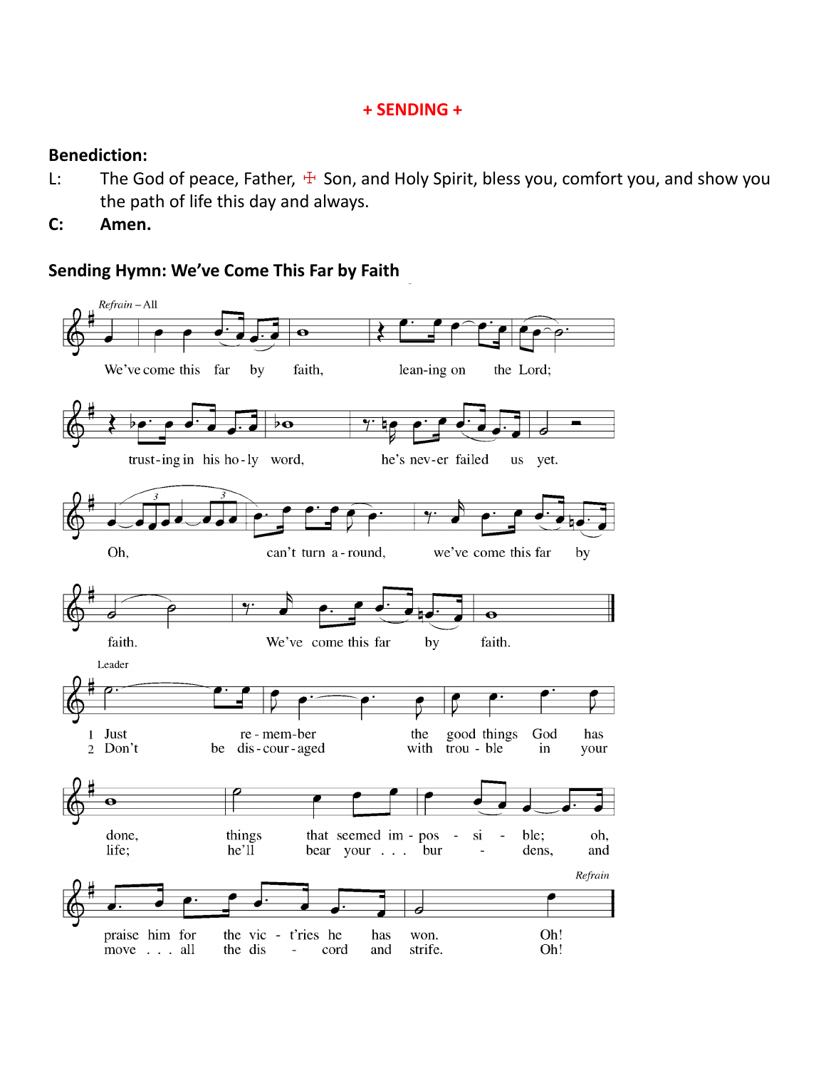# + SENDING +

**Benediction:**

L: The God of peace, Father, ☩ Son, and Holy Spirit, bless you, comfort you, and show you the path of life this day and always.

**C: Amen.**

**Sending Hymn: We've Come This Far by Faith**

*Refrain* – All

We've come this far by faith, lean-ing on the Lord; trust-ing in his ho-ly word, he's nev-er failed us yet. Oh, can't turn a-round, we've come this far by faith. We've come this far by faith.

Leader

1 Just re-mem-ber the good things God has done, things that seemed im-pos-si-ble; oh, praise him for the vic-t'ries he has won. *Refrain* Oh!

2 Don't be dis-cour-aged with trou-ble in your life; he'll bear your . . . bur-dens, and move . . . all the dis-cord and strife. Oh!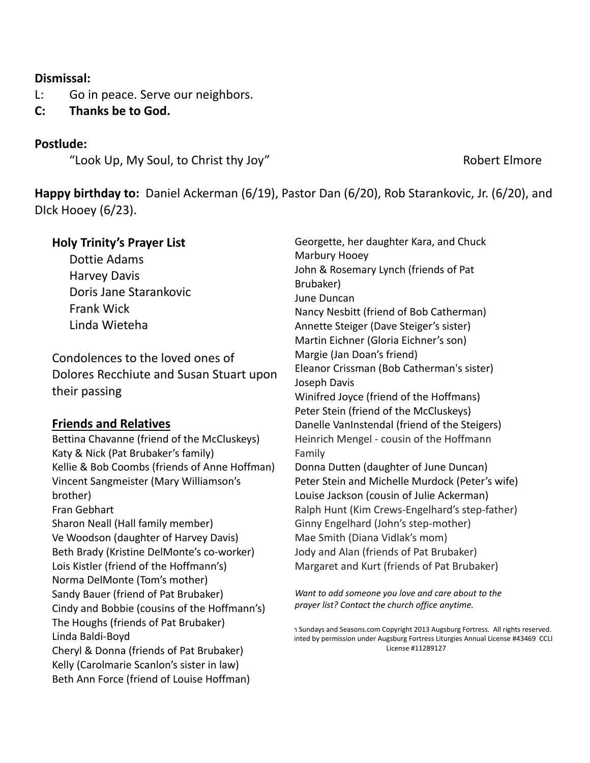**Dismissal:**

L: Go in peace. Serve our neighbors.

**C: Thanks be to God.**

**Postlude:**

"Look Up, My Soul, to Christ thy Joy" Robert Elmore

**Happy birthday to:** Daniel Ackerman (6/19), Pastor Dan (6/20), Rob Starankovic, Jr. (6/20), and DIck Hooey (6/23).

**Holy Trinity's Prayer List**

Dottie Adams
Harvey Davis
Doris Jane Starankovic
Frank Wick
Linda Wieteha

Condolences to the loved ones of Dolores Recchiute and Susan Stuart upon their passing

**Friends and Relatives**

Bettina Chavanne (friend of the McCluskeys)
Katy & Nick (Pat Brubaker's family)
Kellie & Bob Coombs (friends of Anne Hoffman)
Vincent Sangmeister (Mary Williamson's brother)
Fran Gebhart
Sharon Neall (Hall family member)
Ve Woodson (daughter of Harvey Davis)
Beth Brady (Kristine DelMonte's co-worker)
Lois Kistler (friend of the Hoffmann's)
Norma DelMonte (Tom's mother)
Sandy Bauer (friend of Pat Brubaker)
Cindy and Bobbie (cousins of the Hoffmann's)
The Houghs (friends of Pat Brubaker)
Linda Baldi-Boyd
Cheryl & Donna (friends of Pat Brubaker)
Kelly (Carolmarie Scanlon's sister in law)
Beth Ann Force (friend of Louise Hoffman)
Georgette, her daughter Kara, and Chuck
Marbury Hooey
John & Rosemary Lynch (friends of Pat Brubaker)
June Duncan
Nancy Nesbitt (friend of Bob Catherman)
Annette Steiger (Dave Steiger's sister)
Martin Eichner (Gloria Eichner's son)
Margie (Jan Doan's friend)
Eleanor Crissman (Bob Catherman's sister)
Joseph Davis
Winifred Joyce (friend of the Hoffmans)
Peter Stein (friend of the McCluskeys)
Danelle VanInstendal (friend of the Steigers)
Heinrich Mengel - cousin of the Hoffmann Family
Donna Dutten (daughter of June Duncan)
Peter Stein and Michelle Murdock (Peter's wife)
Louise Jackson (cousin of Julie Ackerman)
Ralph Hunt (Kim Crews-Engelhard's step-father)
Ginny Engelhard (John's step-mother)
Mae Smith (Diana Vidlak's mom)
Jody and Alan (friends of Pat Brubaker)
Margaret and Kurt (friends of Pat Brubaker)

*Want to add someone you love and care about to the prayer list? Contact the church office anytime.*

n Sundays and Seasons.com Copyright 2013 Augsburg Fortress. All rights reserved. inted by permission under Augsburg Fortress Liturgies Annual License #43469 CCLI License #11289127